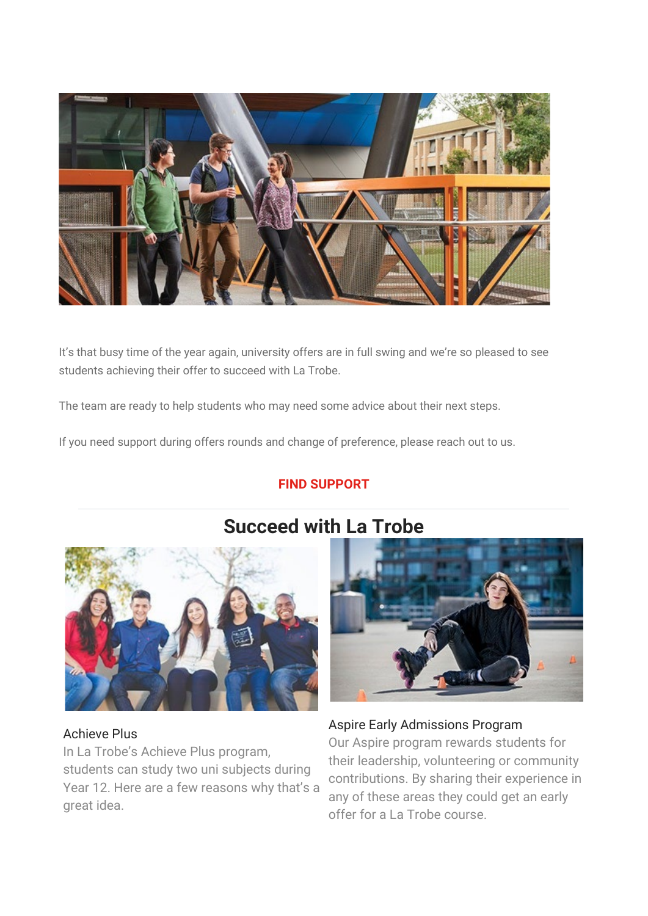It's that busy time of the year again, university offers are in full swing and we're so pleased to see students achieving their offer to succeed with La Trobe.

The team are ready to help students who may need some advice about their next steps.

If you need support during offers rounds and change of preference, please reach out to us.

**FIND SUPPORT**

---

## Succeed with La Trobe

### Achieve Plus

In La Trobe's Achieve Plus program, students can study two uni subjects during Year 12. Here are a few reasons why that's a great idea.

### Aspire Early Admissions Program

Our Aspire program rewards students for their leadership, volunteering or community contributions. By sharing their experience in any of these areas they could get an early offer for a La Trobe course.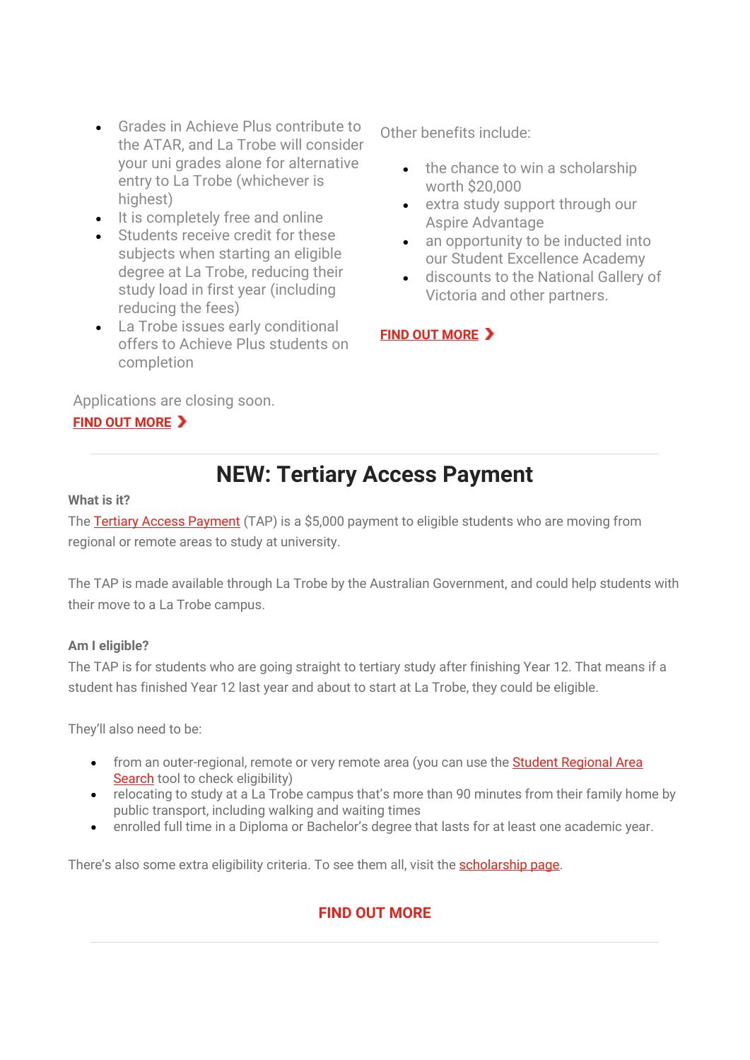- Grades in Achieve Plus contribute to the ATAR, and La Trobe will consider your uni grades alone for alternative entry to La Trobe (whichever is highest)
- It is completely free and online
- Students receive credit for these subjects when starting an eligible degree at La Trobe, reducing their study load in first year (including reducing the fees)
- La Trobe issues early conditional offers to Achieve Plus students on completion

Other benefits include:

- the chance to win a scholarship worth $20,000
- extra study support through our Aspire Advantage
- an opportunity to be inducted into our Student Excellence Academy
- discounts to the National Gallery of Victoria and other partners.

**FIND OUT MORE ›**

Applications are closing soon.
**FIND OUT MORE ›**

---

# NEW: Tertiary Access Payment

**What is it?**

The Tertiary Access Payment (TAP) is a $5,000 payment to eligible students who are moving from regional or remote areas to study at university.

The TAP is made available through La Trobe by the Australian Government, and could help students with their move to a La Trobe campus.

**Am I eligible?**

The TAP is for students who are going straight to tertiary study after finishing Year 12. That means if a student has finished Year 12 last year and about to start at La Trobe, they could be eligible.

They'll also need to be:

- from an outer-regional, remote or very remote area (you can use the Student Regional Area Search tool to check eligibility)
- relocating to study at a La Trobe campus that's more than 90 minutes from their family home by public transport, including walking and waiting times
- enrolled full time in a Diploma or Bachelor's degree that lasts for at least one academic year.

There's also some extra eligibility criteria. To see them all, visit the scholarship page.

**FIND OUT MORE**

---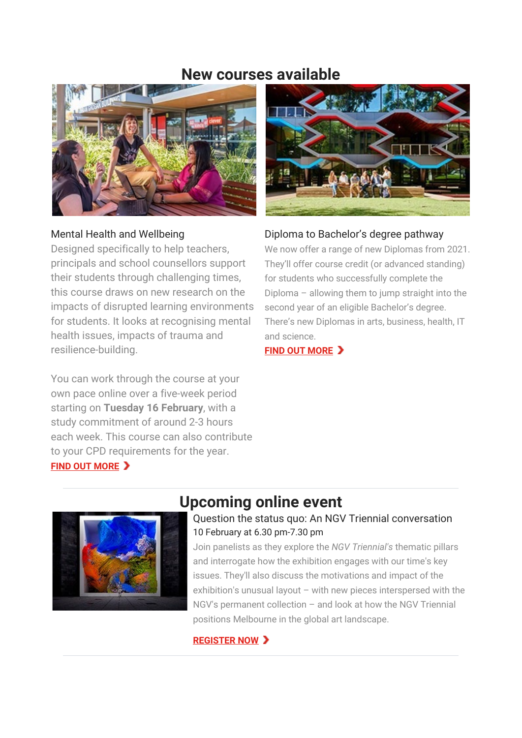## New courses available

### Mental Health and Wellbeing

Designed specifically to help teachers, principals and school counsellors support their students through challenging times, this course draws on new research on the impacts of disrupted learning environments for students. It looks at recognising mental health issues, impacts of trauma and resilience-building.

You can work through the course at your own pace online over a five-week period starting on **Tuesday 16 February**, with a study commitment of around 2-3 hours each week. This course can also contribute to your CPD requirements for the year.

FIND OUT MORE ›

### Diploma to Bachelor's degree pathway

We now offer a range of new Diplomas from 2021. They'll offer course credit (or advanced standing) for students who successfully complete the Diploma – allowing them to jump straight into the second year of an eligible Bachelor's degree. There's new Diplomas in arts, business, health, IT and science.

FIND OUT MORE ›

---

## Upcoming online event

### Question the status quo: An NGV Triennial conversation

10 February at 6.30 pm-7.30 pm

Join panelists as they explore the *NGV Triennial's* thematic pillars and interrogate how the exhibition engages with our time's key issues. They'll also discuss the motivations and impact of the exhibition's unusual layout – with new pieces interspersed with the NGV's permanent collection – and look at how the NGV Triennial positions Melbourne in the global art landscape.

REGISTER NOW ›

---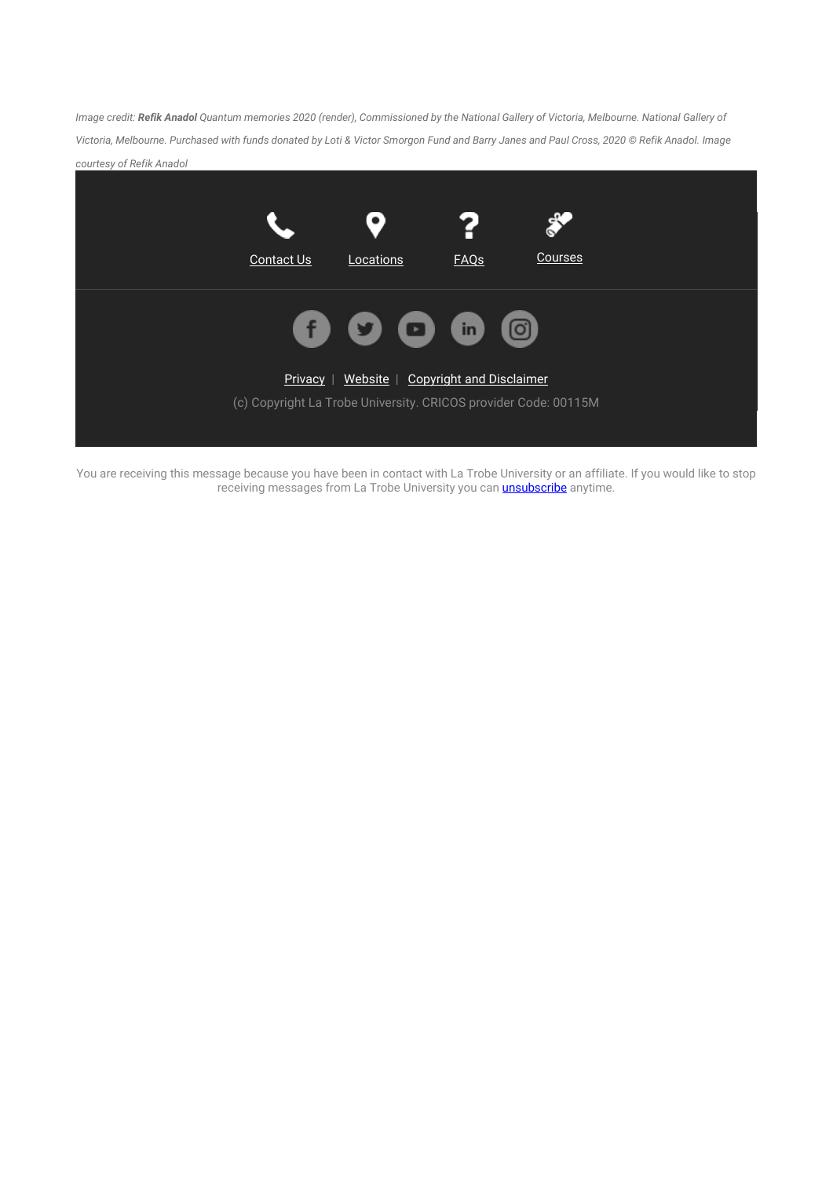*Image credit: **Refik Anadol** Quantum memories 2020 (render), Commissioned by the National Gallery of Victoria, Melbourne. National Gallery of Victoria, Melbourne. Purchased with funds donated by Loti & Victor Smorgon Fund and Barry Janes and Paul Cross, 2020 © Refik Anadol. Image courtesy of Refik Anadol*

Contact Us | Locations | FAQs | Courses

Privacy | Website | Copyright and Disclaimer

(c) Copyright La Trobe University. CRICOS provider Code: 00115M

You are receiving this message because you have been in contact with La Trobe University or an affiliate. If you would like to stop receiving messages from La Trobe University you can unsubscribe anytime.